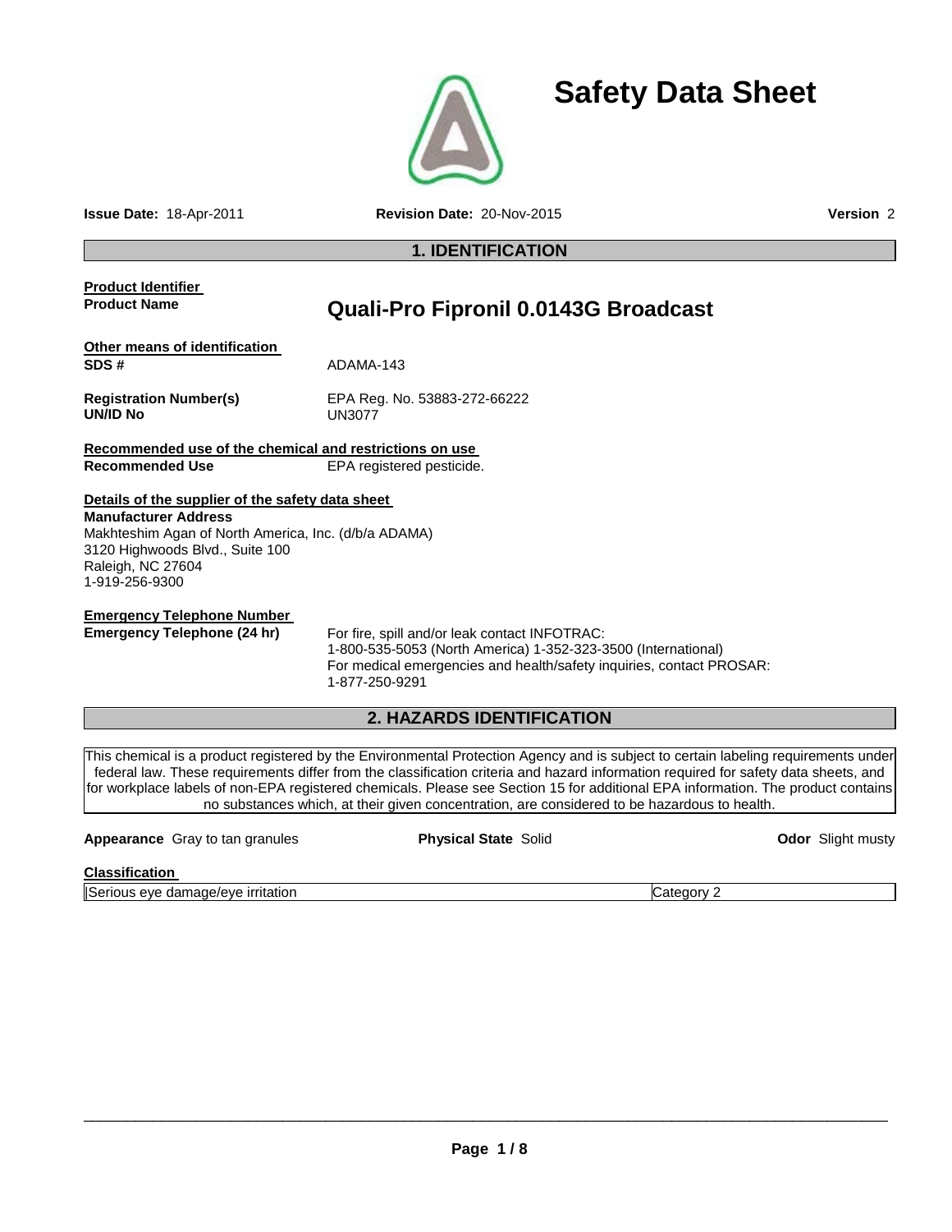# Safety Data Sheet

**Issue Date:** 18-Apr-2011 **Revision Date:** 20-Nov-2015 **Version** 2

## 1. IDENTIFICATION

**Product Identifier**

**Product Name** **Quali-Pro Fipronil 0.0143G Broadcast**

**Other means of identification**

**SDS #** ADAMA-143

**Registration Number(s)** EPA Reg. No. 53883-272-66222

**UN/ID No** UN3077

**Recommended use of the chemical and restrictions on use**

**Recommended Use** EPA registered pesticide.

**Details of the supplier of the safety data sheet**

**Manufacturer Address**
Makhteshim Agan of North America, Inc. (d/b/a ADAMA)
3120 Highwoods Blvd., Suite 100
Raleigh, NC 27604
1-919-256-9300

**Emergency Telephone Number**

**Emergency Telephone (24 hr)** For fire, spill and/or leak contact INFOTRAC:
1-800-535-5053 (North America) 1-352-323-3500 (International)
For medical emergencies and health/safety inquiries, contact PROSAR:
1-877-250-9291

## 2. HAZARDS IDENTIFICATION

This chemical is a product registered by the Environmental Protection Agency and is subject to certain labeling requirements under federal law. These requirements differ from the classification criteria and hazard information required for safety data sheets, and for workplace labels of non-EPA registered chemicals. Please see Section 15 for additional EPA information. The product contains no substances which, at their given concentration, are considered to be hazardous to health.

**Appearance** Gray to tan granules **Physical State** Solid **Odor** Slight musty

**Classification**

| Serious eye damage/eye irritation | Category 2 |
|---|---|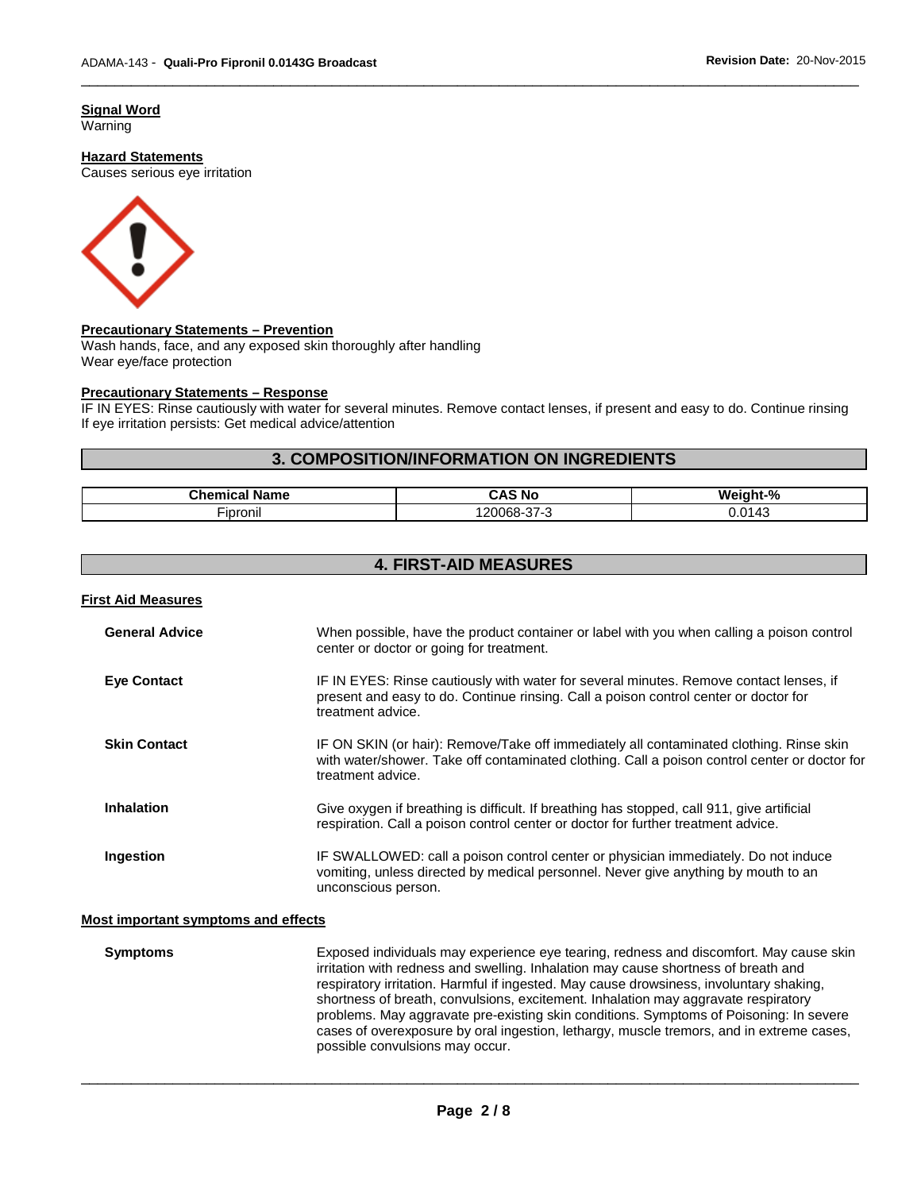**Signal Word**
Warning

**Hazard Statements**
Causes serious eye irritation

**Precautionary Statements – Prevention**
Wash hands, face, and any exposed skin thoroughly after handling
Wear eye/face protection

**Precautionary Statements – Response**
IF IN EYES: Rinse cautiously with water for several minutes. Remove contact lenses, if present and easy to do. Continue rinsing
If eye irritation persists: Get medical advice/attention

## 3. COMPOSITION/INFORMATION ON INGREDIENTS

| Chemical Name | CAS No | Weight-% |
|---|---|---|
| Fipronil | 120068-37-3 | 0.0143 |

## 4. FIRST-AID MEASURES

**First Aid Measures**

**General Advice** When possible, have the product container or label with you when calling a poison control center or doctor or going for treatment.

**Eye Contact** IF IN EYES: Rinse cautiously with water for several minutes. Remove contact lenses, if present and easy to do. Continue rinsing. Call a poison control center or doctor for treatment advice.

**Skin Contact** IF ON SKIN (or hair): Remove/Take off immediately all contaminated clothing. Rinse skin with water/shower. Take off contaminated clothing. Call a poison control center or doctor for treatment advice.

**Inhalation** Give oxygen if breathing is difficult. If breathing has stopped, call 911, give artificial respiration. Call a poison control center or doctor for further treatment advice.

**Ingestion** IF SWALLOWED: call a poison control center or physician immediately. Do not induce vomiting, unless directed by medical personnel. Never give anything by mouth to an unconscious person.

**Most important symptoms and effects**

**Symptoms** Exposed individuals may experience eye tearing, redness and discomfort. May cause skin irritation with redness and swelling. Inhalation may cause shortness of breath and respiratory irritation. Harmful if ingested. May cause drowsiness, involuntary shaking, shortness of breath, convulsions, excitement. Inhalation may aggravate respiratory problems. May aggravate pre-existing skin conditions. Symptoms of Poisoning: In severe cases of overexposure by oral ingestion, lethargy, muscle tremors, and in extreme cases, possible convulsions may occur.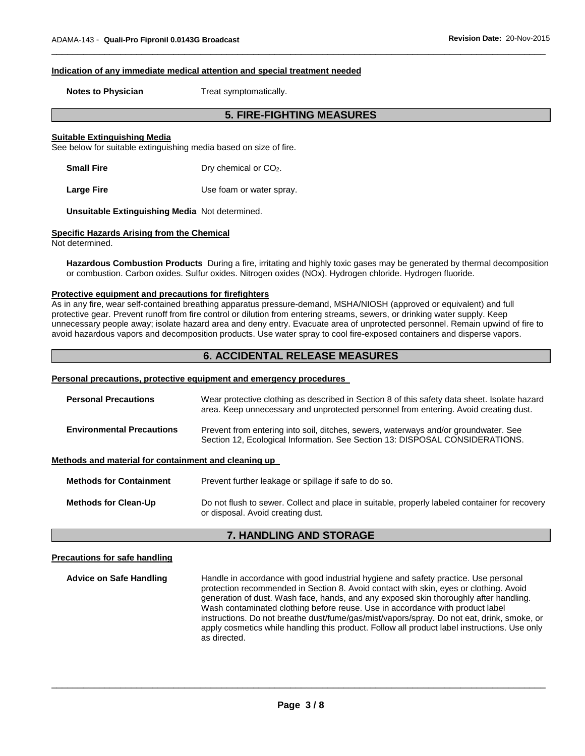#### Indication of any immediate medical attention and special treatment needed

**Notes to Physician** Treat symptomatically.

## 5. FIRE-FIGHTING MEASURES

#### Suitable Extinguishing Media

See below for suitable extinguishing media based on size of fire.

**Small Fire** Dry chemical or $CO_2$.

**Large Fire** Use foam or water spray.

**Unsuitable Extinguishing Media** Not determined.

#### Specific Hazards Arising from the Chemical

Not determined.

**Hazardous Combustion Products** During a fire, irritating and highly toxic gases may be generated by thermal decomposition or combustion. Carbon oxides. Sulfur oxides. Nitrogen oxides (NOx). Hydrogen chloride. Hydrogen fluoride.

#### Protective equipment and precautions for firefighters

As in any fire, wear self-contained breathing apparatus pressure-demand, MSHA/NIOSH (approved or equivalent) and full protective gear. Prevent runoff from fire control or dilution from entering streams, sewers, or drinking water supply. Keep unnecessary people away; isolate hazard area and deny entry. Evacuate area of unprotected personnel. Remain upwind of fire to avoid hazardous vapors and decomposition products. Use water spray to cool fire-exposed containers and disperse vapors.

## 6. ACCIDENTAL RELEASE MEASURES

#### Personal precautions, protective equipment and emergency procedures

**Personal Precautions** Wear protective clothing as described in Section 8 of this safety data sheet. Isolate hazard area. Keep unnecessary and unprotected personnel from entering. Avoid creating dust.

**Environmental Precautions** Prevent from entering into soil, ditches, sewers, waterways and/or groundwater. See Section 12, Ecological Information. See Section 13: DISPOSAL CONSIDERATIONS.

#### Methods and material for containment and cleaning up

**Methods for Containment** Prevent further leakage or spillage if safe to do so.

**Methods for Clean-Up** Do not flush to sewer. Collect and place in suitable, properly labeled container for recovery or disposal. Avoid creating dust.

## 7. HANDLING AND STORAGE

#### Precautions for safe handling

**Advice on Safe Handling** Handle in accordance with good industrial hygiene and safety practice. Use personal protection recommended in Section 8. Avoid contact with skin, eyes or clothing. Avoid generation of dust. Wash face, hands, and any exposed skin thoroughly after handling. Wash contaminated clothing before reuse. Use in accordance with product label instructions. Do not breathe dust/fume/gas/mist/vapors/spray. Do not eat, drink, smoke, or apply cosmetics while handling this product. Follow all product label instructions. Use only as directed.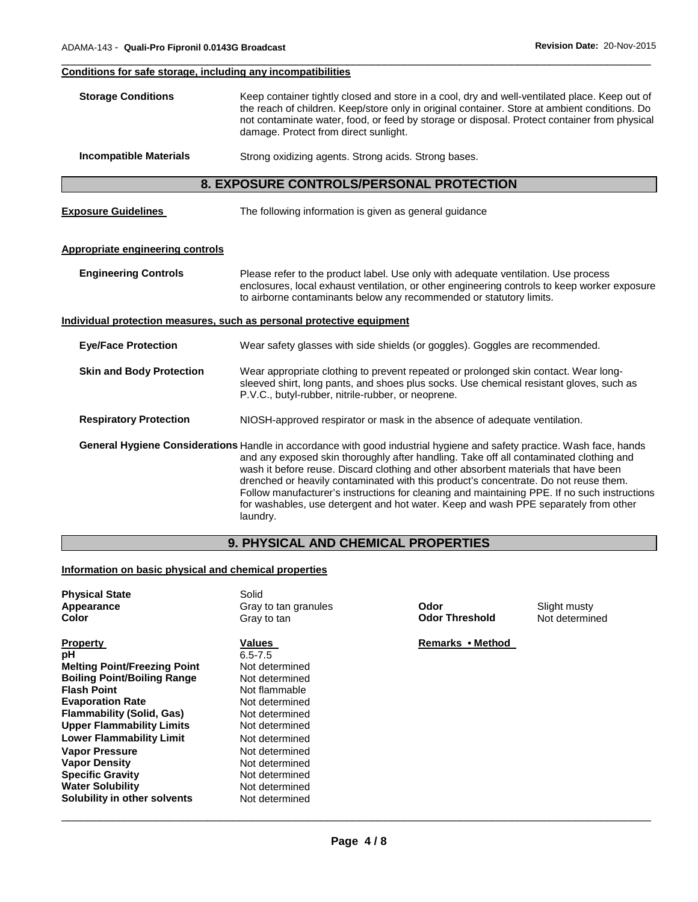**Conditions for safe storage, including any incompatibilities**

**Storage Conditions** Keep container tightly closed and store in a cool, dry and well-ventilated place. Keep out of the reach of children. Keep/store only in original container. Store at ambient conditions. Do not contaminate water, food, or feed by storage or disposal. Protect container from physical damage. Protect from direct sunlight.

**Incompatible Materials** Strong oxidizing agents. Strong acids. Strong bases.

## 8. EXPOSURE CONTROLS/PERSONAL PROTECTION

**Exposure Guidelines** The following information is given as general guidance

**Appropriate engineering controls**

**Engineering Controls** Please refer to the product label. Use only with adequate ventilation. Use process enclosures, local exhaust ventilation, or other engineering controls to keep worker exposure to airborne contaminants below any recommended or statutory limits.

**Individual protection measures, such as personal protective equipment**

**Eye/Face Protection** Wear safety glasses with side shields (or goggles). Goggles are recommended.

**Skin and Body Protection** Wear appropriate clothing to prevent repeated or prolonged skin contact. Wear long-sleeved shirt, long pants, and shoes plus socks. Use chemical resistant gloves, such as P.V.C., butyl-rubber, nitrile-rubber, or neoprene.

**Respiratory Protection** NIOSH-approved respirator or mask in the absence of adequate ventilation.

**General Hygiene Considerations** Handle in accordance with good industrial hygiene and safety practice. Wash face, hands and any exposed skin thoroughly after handling. Take off all contaminated clothing and wash it before reuse. Discard clothing and other absorbent materials that have been drenched or heavily contaminated with this product's concentrate. Do not reuse them. Follow manufacturer's instructions for cleaning and maintaining PPE. If no such instructions for washables, use detergent and hot water. Keep and wash PPE separately from other laundry.

## 9. PHYSICAL AND CHEMICAL PROPERTIES

**Information on basic physical and chemical properties**

| | | | |
|---|---|---|---|
| **Physical State** | Solid | | |
| **Appearance** | Gray to tan granules | **Odor** | Slight musty |
| **Color** | Gray to tan | **Odor Threshold** | Not determined |

| **Property** | **Values** | **Remarks • Method** |
|---|---|---|
| **pH** | 6.5-7.5 | |
| **Melting Point/Freezing Point** | Not determined | |
| **Boiling Point/Boiling Range** | Not determined | |
| **Flash Point** | Not flammable | |
| **Evaporation Rate** | Not determined | |
| **Flammability (Solid, Gas)** | Not determined | |
| **Upper Flammability Limits** | Not determined | |
| **Lower Flammability Limit** | Not determined | |
| **Vapor Pressure** | Not determined | |
| **Vapor Density** | Not determined | |
| **Specific Gravity** | Not determined | |
| **Water Solubility** | Not determined | |
| **Solubility in other solvents** | Not determined | |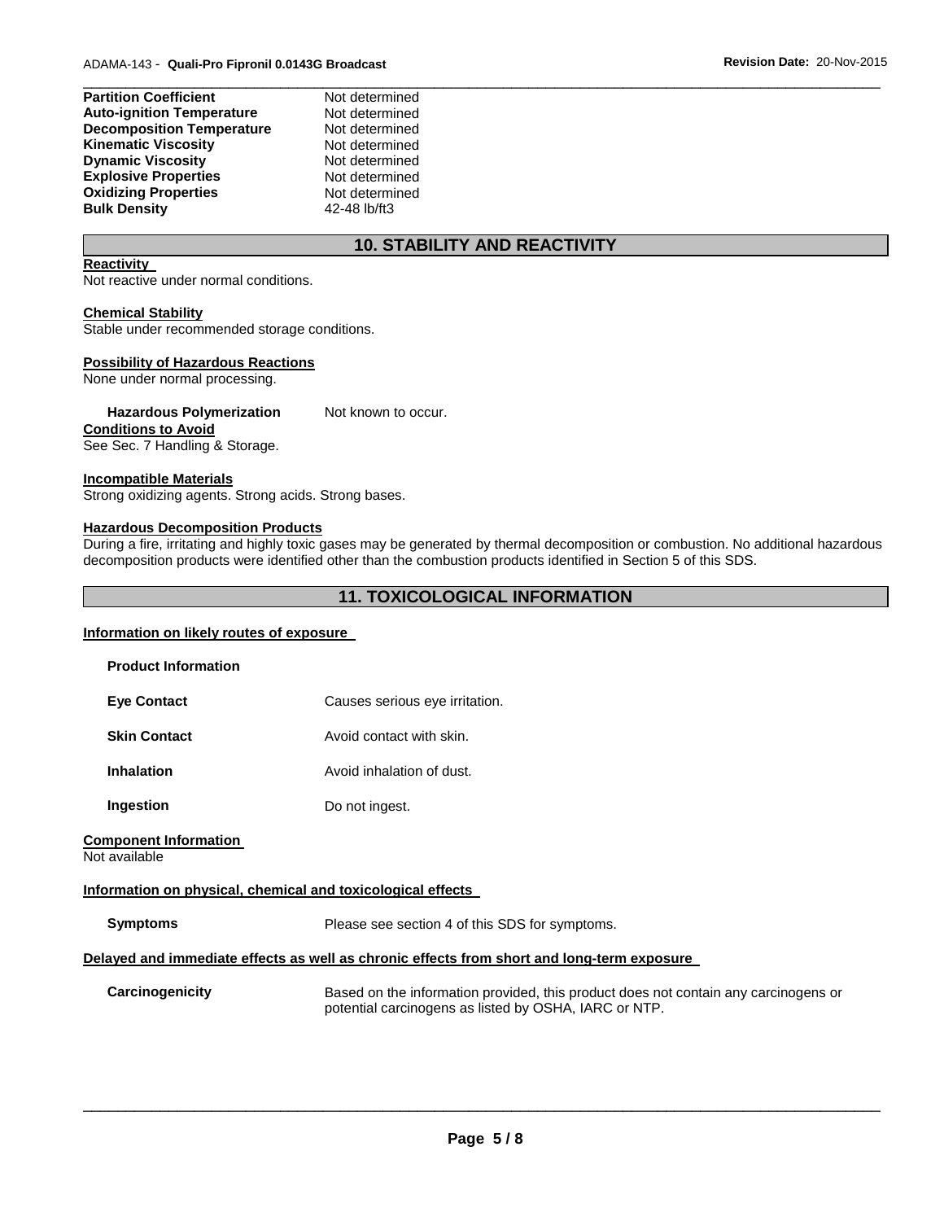| | |
|---|---|
| **Partition Coefficient** | Not determined |
| **Auto-ignition Temperature** | Not determined |
| **Decomposition Temperature** | Not determined |
| **Kinematic Viscosity** | Not determined |
| **Dynamic Viscosity** | Not determined |
| **Explosive Properties** | Not determined |
| **Oxidizing Properties** | Not determined |
| **Bulk Density** | 42-48 lb/ft3 |

## 10. STABILITY AND REACTIVITY

**Reactivity**

Not reactive under normal conditions.

**Chemical Stability**

Stable under recommended storage conditions.

**Possibility of Hazardous Reactions**

None under normal processing.

**Hazardous Polymerization** Not known to occur.

**Conditions to Avoid**

See Sec. 7 Handling & Storage.

**Incompatible Materials**

Strong oxidizing agents. Strong acids. Strong bases.

**Hazardous Decomposition Products**

During a fire, irritating and highly toxic gases may be generated by thermal decomposition or combustion. No additional hazardous decomposition products were identified other than the combustion products identified in Section 5 of this SDS.

## 11. TOXICOLOGICAL INFORMATION

**Information on likely routes of exposure**

**Product Information**

| | |
|---|---|
| **Eye Contact** | Causes serious eye irritation. |
| **Skin Contact** | Avoid contact with skin. |
| **Inhalation** | Avoid inhalation of dust. |
| **Ingestion** | Do not ingest. |

**Component Information**

Not available

**Information on physical, chemical and toxicological effects**

**Symptoms** Please see section 4 of this SDS for symptoms.

**Delayed and immediate effects as well as chronic effects from short and long-term exposure**

**Carcinogenicity** Based on the information provided, this product does not contain any carcinogens or potential carcinogens as listed by OSHA, IARC or NTP.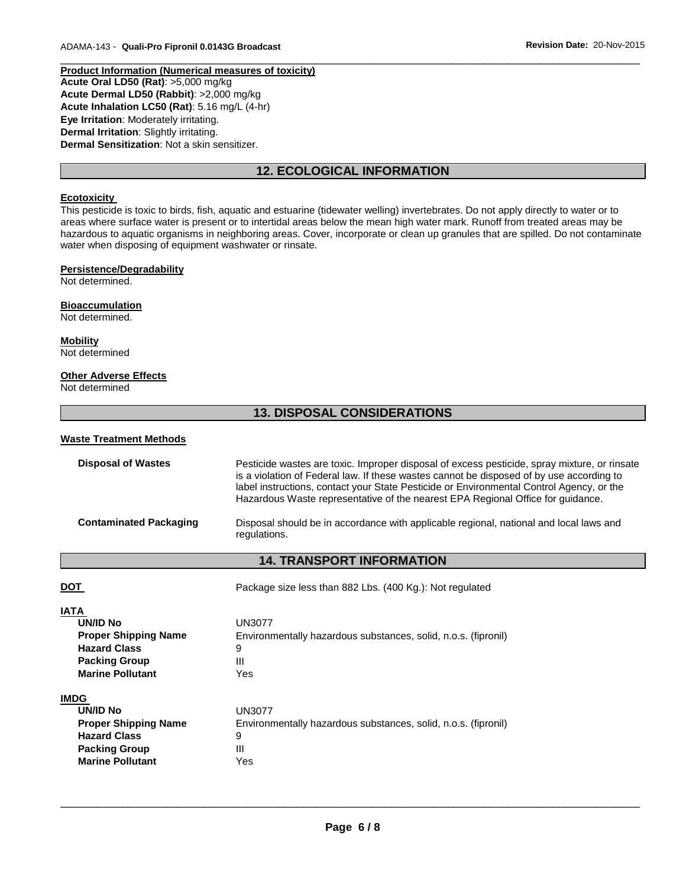**Product Information (Numerical measures of toxicity)**

**Acute Oral LD50 (Rat)**: >5,000 mg/kg
**Acute Dermal LD50 (Rabbit)**: >2,000 mg/kg
**Acute Inhalation LC50 (Rat)**: 5.16 mg/L (4-hr)
**Eye Irritation**: Moderately irritating.
**Dermal Irritation**: Slightly irritating.
**Dermal Sensitization**: Not a skin sensitizer.

## 12. ECOLOGICAL INFORMATION

**Ecotoxicity**

This pesticide is toxic to birds, fish, aquatic and estuarine (tidewater welling) invertebrates. Do not apply directly to water or to areas where surface water is present or to intertidal areas below the mean high water mark. Runoff from treated areas may be hazardous to aquatic organisms in neighboring areas. Cover, incorporate or clean up granules that are spilled. Do not contaminate water when disposing of equipment washwater or rinsate.

**Persistence/Degradability**

Not determined.

**Bioaccumulation**

Not determined.

**Mobility**

Not determined

**Other Adverse Effects**

Not determined

## 13. DISPOSAL CONSIDERATIONS

**Waste Treatment Methods**

| | |
|---|---|
| **Disposal of Wastes** | Pesticide wastes are toxic. Improper disposal of excess pesticide, spray mixture, or rinsate is a violation of Federal law. If these wastes cannot be disposed of by use according to label instructions, contact your State Pesticide or Environmental Control Agency, or the Hazardous Waste representative of the nearest EPA Regional Office for guidance. |
| **Contaminated Packaging** | Disposal should be in accordance with applicable regional, national and local laws and regulations. |

## 14. TRANSPORT INFORMATION

| | |
|---|---|
| **DOT** | Package size less than 882 Lbs. (400 Kg.): Not regulated |
| **IATA** | |
| **UN/ID No** | UN3077 |
| **Proper Shipping Name** | Environmentally hazardous substances, solid, n.o.s. (fipronil) |
| **Hazard Class** | 9 |
| **Packing Group** | III |
| **Marine Pollutant** | Yes |
| **IMDG** | |
| **UN/ID No** | UN3077 |
| **Proper Shipping Name** | Environmentally hazardous substances, solid, n.o.s. (fipronil) |
| **Hazard Class** | 9 |
| **Packing Group** | III |
| **Marine Pollutant** | Yes |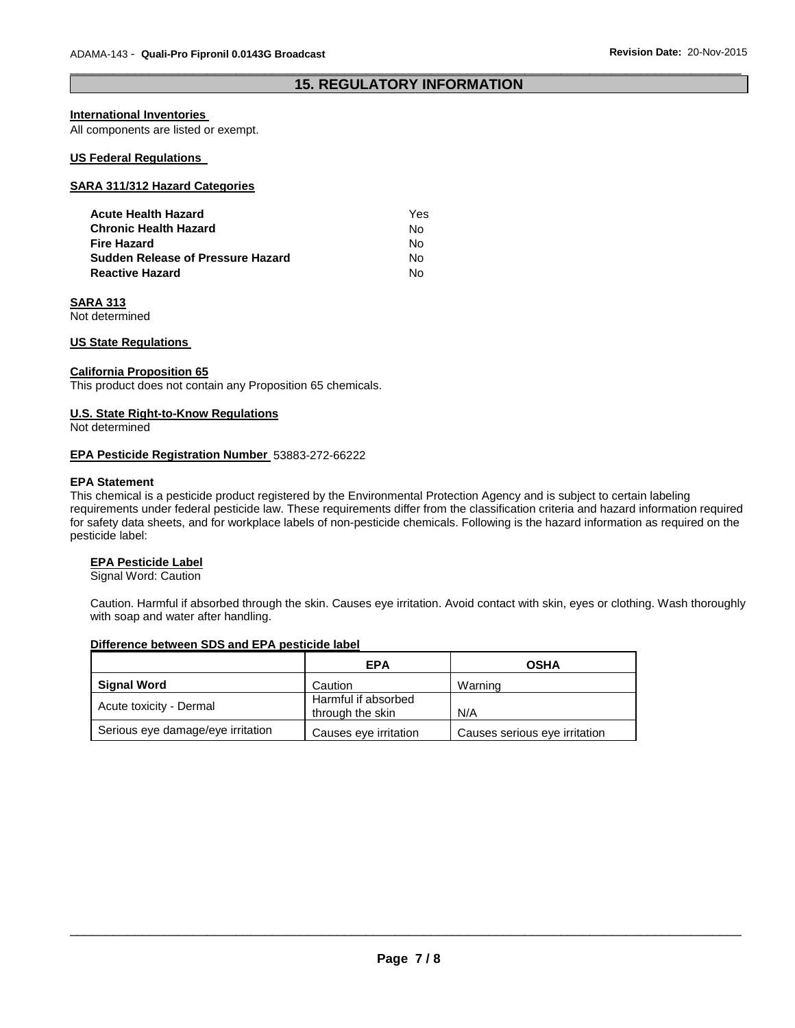## 15. REGULATORY INFORMATION

**International Inventories**
All components are listed or exempt.

**US Federal Regulations**

**SARA 311/312 Hazard Categories**

| | |
|---|---|
| **Acute Health Hazard** | Yes |
| **Chronic Health Hazard** | No |
| **Fire Hazard** | No |
| **Sudden Release of Pressure Hazard** | No |
| **Reactive Hazard** | No |

**SARA 313**
Not determined

**US State Regulations**

**California Proposition 65**
This product does not contain any Proposition 65 chemicals.

**U.S. State Right-to-Know Regulations**
Not determined

**EPA Pesticide Registration Number** 53883-272-66222

**EPA Statement**
This chemical is a pesticide product registered by the Environmental Protection Agency and is subject to certain labeling requirements under federal pesticide law. These requirements differ from the classification criteria and hazard information required for safety data sheets, and for workplace labels of non-pesticide chemicals. Following is the hazard information as required on the pesticide label:

**EPA Pesticide Label**
Signal Word: Caution

Caution. Harmful if absorbed through the skin. Causes eye irritation. Avoid contact with skin, eyes or clothing. Wash thoroughly with soap and water after handling.

**Difference between SDS and EPA pesticide label**

| | EPA | OSHA |
|---|---|---|
| **Signal Word** | Caution | Warning |
| Acute toxicity - Dermal | Harmful if absorbed through the skin | N/A |
| Serious eye damage/eye irritation | Causes eye irritation | Causes serious eye irritation |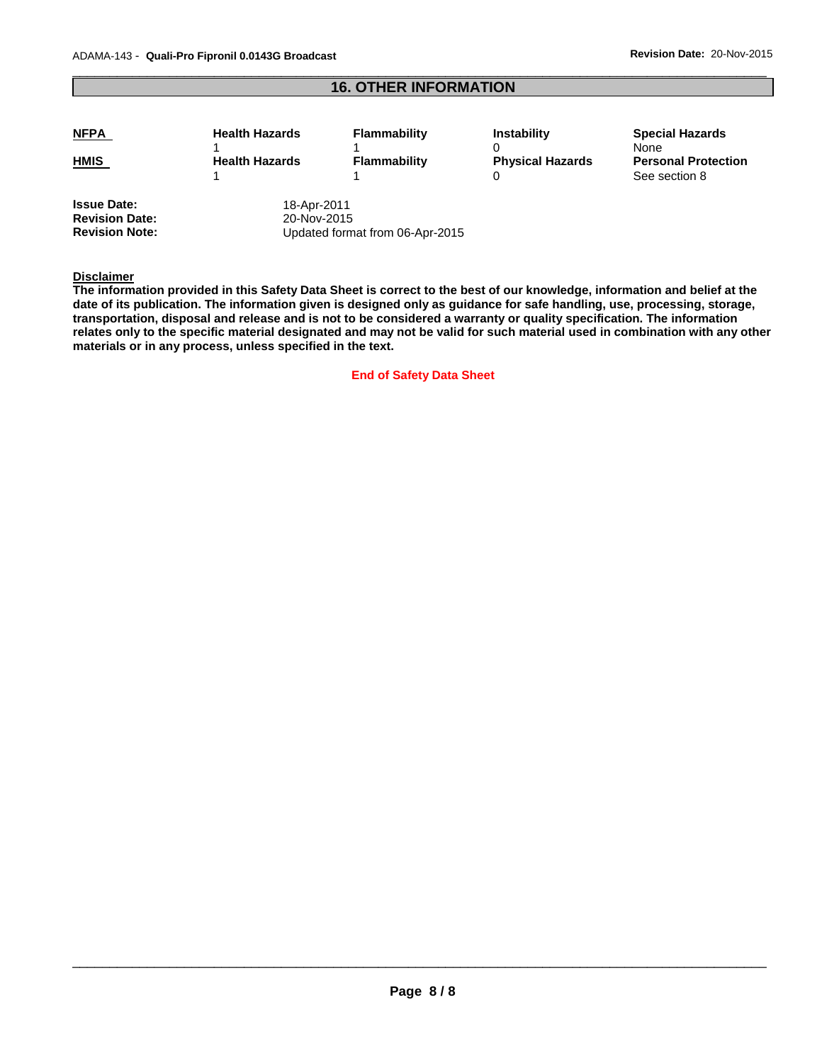## 16. OTHER INFORMATION

| | | | | |
|---|---|---|---|---|
| **NFPA** | **Health Hazards** 1 | **Flammability** 1 | **Instability** 0 | **Special Hazards** None |
| **HMIS** | **Health Hazards** 1 | **Flammability** 1 | **Physical Hazards** 0 | **Personal Protection** See section 8 |

**Issue Date:** 18-Apr-2011
**Revision Date:** 20-Nov-2015
**Revision Note:** Updated format from 06-Apr-2015

**Disclaimer**

**The information provided in this Safety Data Sheet is correct to the best of our knowledge, information and belief at the date of its publication. The information given is designed only as guidance for safe handling, use, processing, storage, transportation, disposal and release and is not to be considered a warranty or quality specification. The information relates only to the specific material designated and may not be valid for such material used in combination with any other materials or in any process, unless specified in the text.**

**End of Safety Data Sheet**